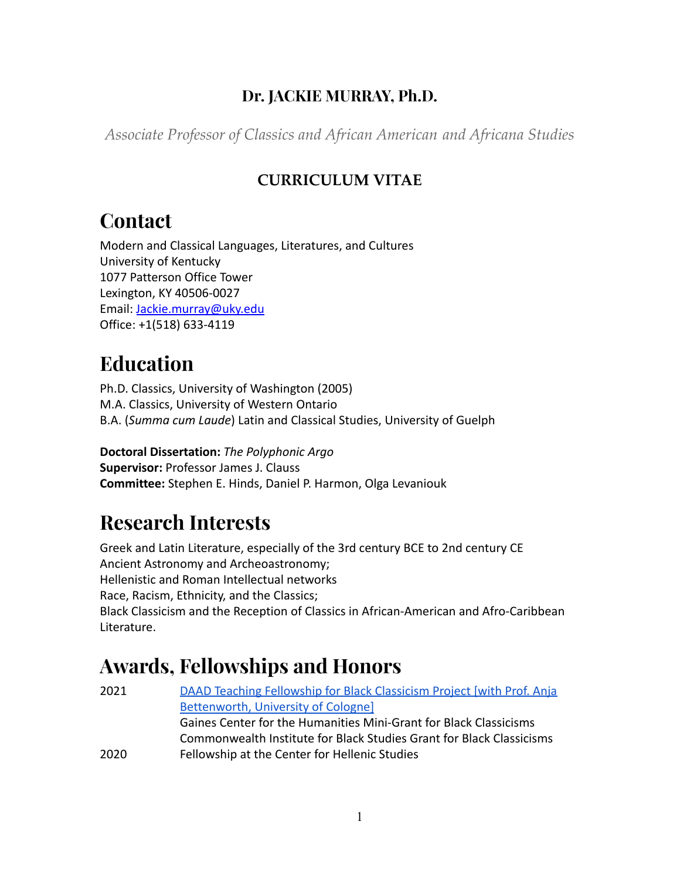**Dr. JACKIE MURRAY, Ph.D.**

*Associate Professor of Classics and African American and Africana Studies*

**CURRICULUM VITAE**

# Contact

Modern and Classical Languages, Literatures, and Cultures
University of Kentucky
1077 Patterson Office Tower
Lexington, KY 40506-0027
Email: [Jackie.murray@uky.edu](mailto:Jackie.murray@uky.edu)
Office: +1(518) 633-4119

# Education

Ph.D. Classics, University of Washington (2005)
M.A. Classics, University of Western Ontario
B.A. (*Summa cum Laude*) Latin and Classical Studies, University of Guelph

**Doctoral Dissertation:** *The Polyphonic Argo*
**Supervisor:** Professor James J. Clauss
**Committee:** Stephen E. Hinds, Daniel P. Harmon, Olga Levaniouk

# Research Interests

Greek and Latin Literature, especially of the 3rd century BCE to 2nd century CE
Ancient Astronomy and Archeoastronomy;
Hellenistic and Roman Intellectual networks
Race, Racism, Ethnicity, and the Classics;
Black Classicism and the Reception of Classics in African-American and Afro-Caribbean Literature.

# Awards, Fellowships and Honors

| | |
|---|---|
| 2021 | DAAD Teaching Fellowship for Black Classicism Project [with Prof. Anja Bettenworth, University of Cologne] |
| | Gaines Center for the Humanities Mini-Grant for Black Classicisms |
| | Commonwealth Institute for Black Studies Grant for Black Classicisms |
| 2020 | Fellowship at the Center for Hellenic Studies |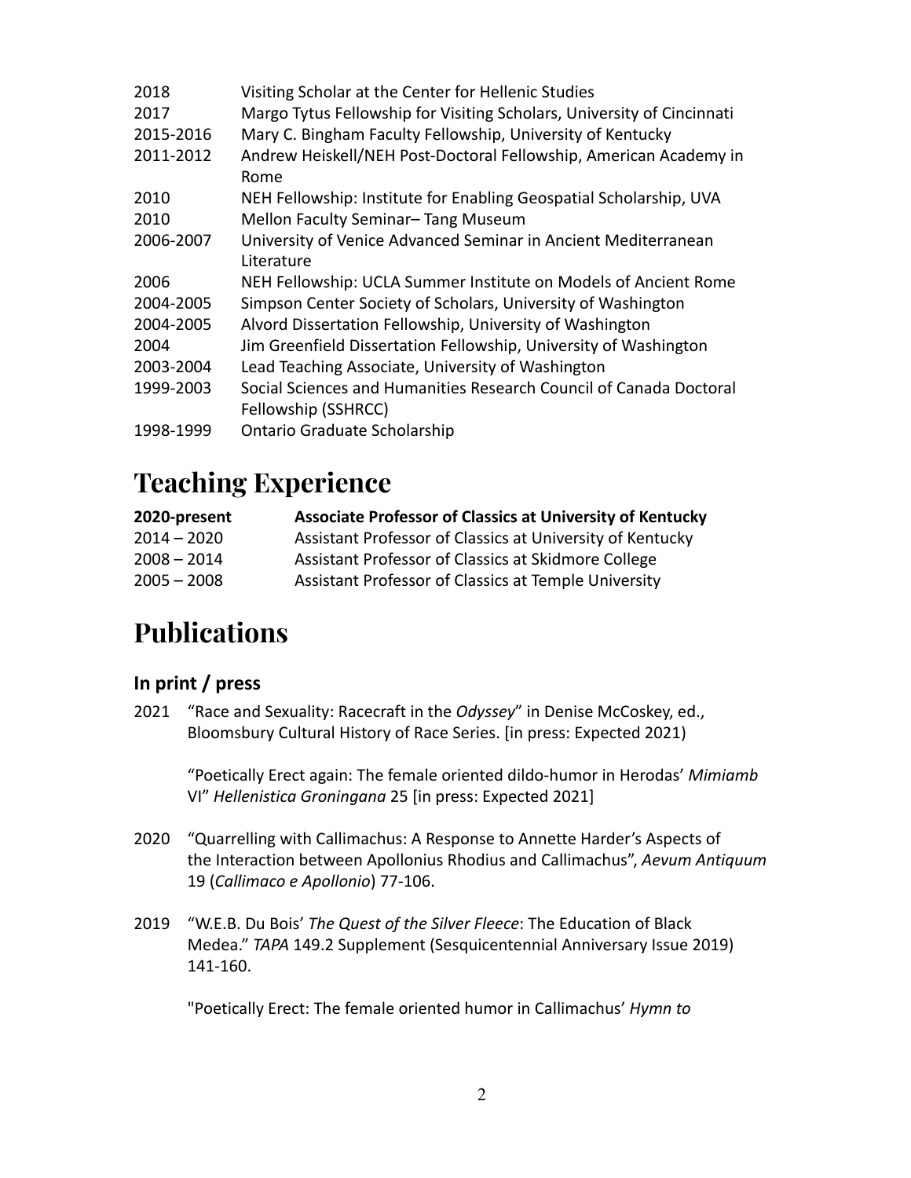2018 Visiting Scholar at the Center for Hellenic Studies
2017 Margo Tytus Fellowship for Visiting Scholars, University of Cincinnati
2015-2016 Mary C. Bingham Faculty Fellowship, University of Kentucky
2011-2012 Andrew Heiskell/NEH Post-Doctoral Fellowship, American Academy in Rome
2010 NEH Fellowship: Institute for Enabling Geospatial Scholarship, UVA
2010 Mellon Faculty Seminar– Tang Museum
2006-2007 University of Venice Advanced Seminar in Ancient Mediterranean Literature
2006 NEH Fellowship: UCLA Summer Institute on Models of Ancient Rome
2004-2005 Simpson Center Society of Scholars, University of Washington
2004-2005 Alvord Dissertation Fellowship, University of Washington
2004 Jim Greenfield Dissertation Fellowship, University of Washington
2003-2004 Lead Teaching Associate, University of Washington
1999-2003 Social Sciences and Humanities Research Council of Canada Doctoral Fellowship (SSHRCC)
1998-1999 Ontario Graduate Scholarship

# Teaching Experience

**2020-present** **Associate Professor of Classics at University of Kentucky**
2014 – 2020 Assistant Professor of Classics at University of Kentucky
2008 – 2014 Assistant Professor of Classics at Skidmore College
2005 – 2008 Assistant Professor of Classics at Temple University

# Publications

## In print / press

2021 "Race and Sexuality: Racecraft in the *Odyssey*" in Denise McCoskey, ed., Bloomsbury Cultural History of Race Series. [in press: Expected 2021)

"Poetically Erect again: The female oriented dildo-humor in Herodas' *Mimiamb* VI" *Hellenistica Groningana* 25 [in press: Expected 2021]

2020 "Quarrelling with Callimachus: A Response to Annette Harder's Aspects of the Interaction between Apollonius Rhodius and Callimachus", *Aevum Antiquum* 19 (*Callimaco e Apollonio*) 77-106.

2019 "W.E.B. Du Bois' *The Quest of the Silver Fleece*: The Education of Black Medea." *TAPA* 149.2 Supplement (Sesquicentennial Anniversary Issue 2019) 141-160.

"Poetically Erect: The female oriented humor in Callimachus' *Hymn to*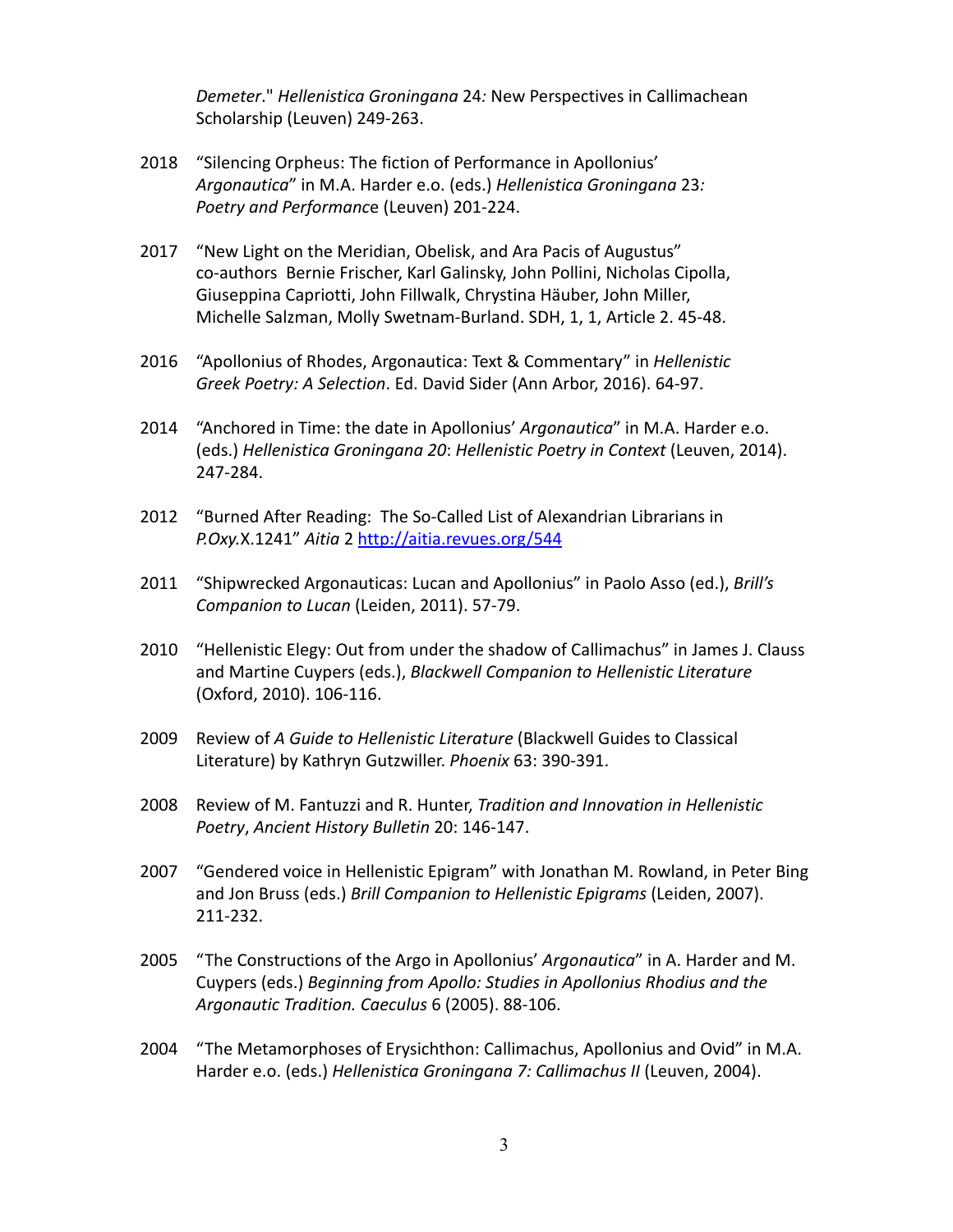*Demeter*." *Hellenistica Groningana* 24*:* New Perspectives in Callimachean Scholarship (Leuven) 249-263.

2018 "Silencing Orpheus: The fiction of Performance in Apollonius' *Argonautica*" in M.A. Harder e.o. (eds.) *Hellenistica Groningana* 23*: Poetry and Performanc*e (Leuven) 201-224.

2017 "New Light on the Meridian, Obelisk, and Ara Pacis of Augustus" co-authors Bernie Frischer, Karl Galinsky, John Pollini, Nicholas Cipolla, Giuseppina Capriotti, John Fillwalk, Chrystina Häuber, John Miller, Michelle Salzman, Molly Swetnam-Burland. SDH, 1, 1, Article 2. 45-48.

2016 "Apollonius of Rhodes, Argonautica: Text & Commentary" in *Hellenistic Greek Poetry: A Selection*. Ed. David Sider (Ann Arbor, 2016). 64-97.

2014 "Anchored in Time: the date in Apollonius' *Argonautica*" in M.A. Harder e.o. (eds.) *Hellenistica Groningana 20*: *Hellenistic Poetry in Context* (Leuven, 2014). 247-284.

2012 "Burned After Reading: The So-Called List of Alexandrian Librarians in *P.Oxy.*X.1241" *Aitia* 2 http://aitia.revues.org/544

2011 "Shipwrecked Argonauticas: Lucan and Apollonius" in Paolo Asso (ed.), *Brill's Companion to Lucan* (Leiden, 2011). 57-79.

2010 "Hellenistic Elegy: Out from under the shadow of Callimachus" in James J. Clauss and Martine Cuypers (eds.), *Blackwell Companion to Hellenistic Literature* (Oxford, 2010). 106-116.

2009 Review of *A Guide to Hellenistic Literature* (Blackwell Guides to Classical Literature) by Kathryn Gutzwiller. *Phoenix* 63: 390-391.

2008 Review of M. Fantuzzi and R. Hunter, *Tradition and Innovation in Hellenistic Poetry*, *Ancient History Bulletin* 20: 146-147.

2007 "Gendered voice in Hellenistic Epigram" with Jonathan M. Rowland, in Peter Bing and Jon Bruss (eds.) *Brill Companion to Hellenistic Epigrams* (Leiden, 2007). 211-232.

2005 "The Constructions of the Argo in Apollonius' *Argonautica*" in A. Harder and M. Cuypers (eds.) *Beginning from Apollo: Studies in Apollonius Rhodius and the Argonautic Tradition. Caeculus* 6 (2005). 88-106.

2004 "The Metamorphoses of Erysichthon: Callimachus, Apollonius and Ovid" in M.A. Harder e.o. (eds.) *Hellenistica Groningana 7: Callimachus II* (Leuven, 2004).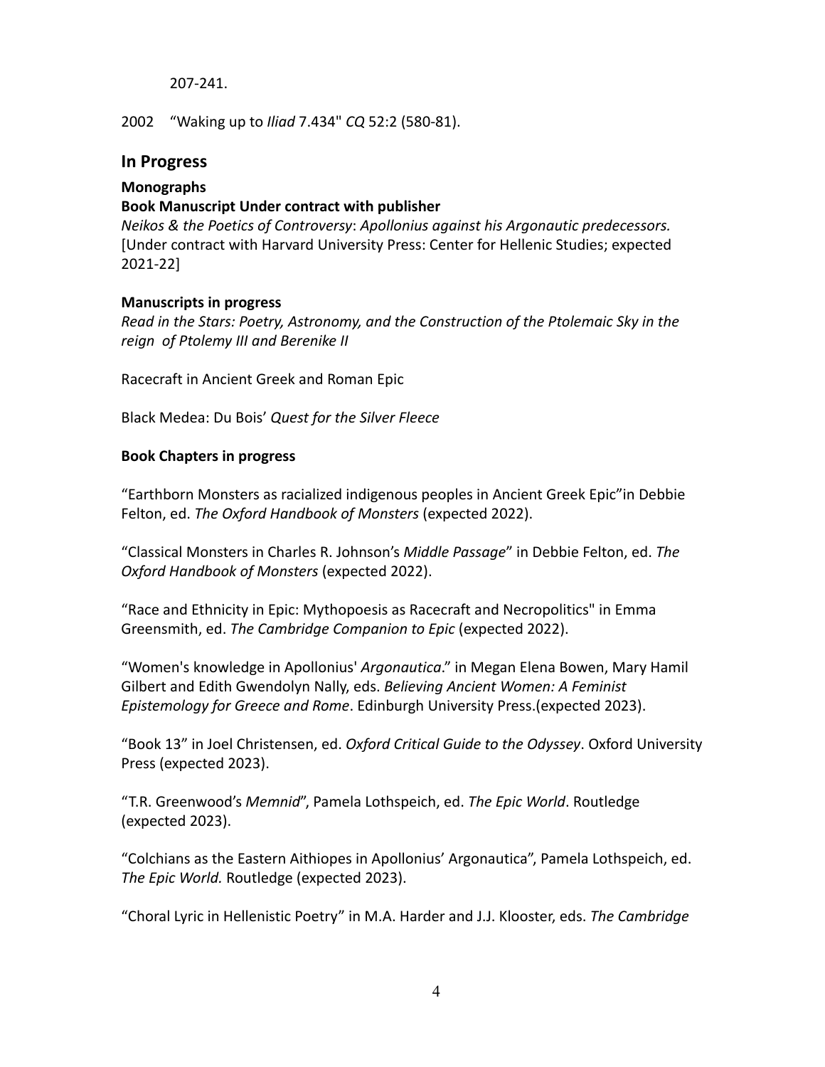207-241.

2002 “Waking up to *Iliad* 7.434" *CQ* 52:2 (580-81).

## In Progress

**Monographs**

**Book Manuscript Under contract with publisher**

*Neikos & the Poetics of Controversy*: *Apollonius against his Argonautic predecessors.* [Under contract with Harvard University Press: Center for Hellenic Studies; expected 2021-22]

**Manuscripts in progress**

*Read in the Stars: Poetry, Astronomy, and the Construction of the Ptolemaic Sky in the reign of Ptolemy III and Berenike II*

Racecraft in Ancient Greek and Roman Epic

Black Medea: Du Bois' *Quest for the Silver Fleece*

**Book Chapters in progress**

“Earthborn Monsters as racialized indigenous peoples in Ancient Greek Epic”in Debbie Felton, ed. *The Oxford Handbook of Monsters* (expected 2022).

“Classical Monsters in Charles R. Johnson's *Middle Passage*” in Debbie Felton, ed. *The Oxford Handbook of Monsters* (expected 2022).

“Race and Ethnicity in Epic: Mythopoesis as Racecraft and Necropolitics" in Emma Greensmith, ed. *The Cambridge Companion to Epic* (expected 2022).

“Women's knowledge in Apollonius' *Argonautica*.” in Megan Elena Bowen, Mary Hamil Gilbert and Edith Gwendolyn Nally, eds. *Believing Ancient Women: A Feminist Epistemology for Greece and Rome*. Edinburgh University Press.(expected 2023).

“Book 13” in Joel Christensen, ed. *Oxford Critical Guide to the Odyssey*. Oxford University Press (expected 2023).

“T.R. Greenwood's *Memnid*”, Pamela Lothspeich, ed. *The Epic World*. Routledge (expected 2023).

“Colchians as the Eastern Aithiopes in Apollonius' Argonautica”, Pamela Lothspeich, ed. *The Epic World.* Routledge (expected 2023).

“Choral Lyric in Hellenistic Poetry” in M.A. Harder and J.J. Klooster, eds. *The Cambridge*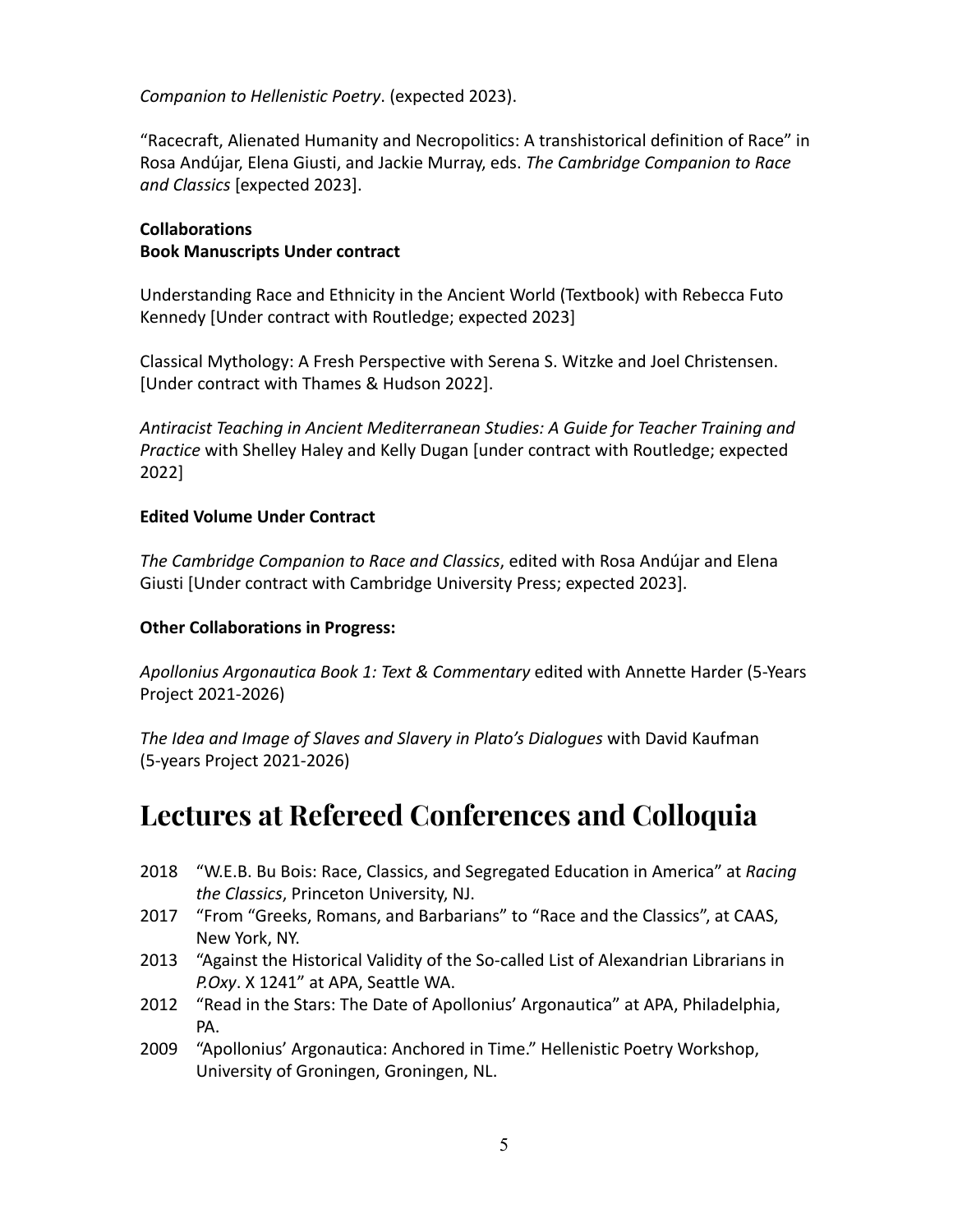*Companion to Hellenistic Poetry*. (expected 2023).

"Racecraft, Alienated Humanity and Necropolitics: A transhistorical definition of Race" in Rosa Andújar, Elena Giusti, and Jackie Murray, eds. *The Cambridge Companion to Race and Classics* [expected 2023].

**Collaborations**
**Book Manuscripts Under contract**

Understanding Race and Ethnicity in the Ancient World (Textbook) with Rebecca Futo Kennedy [Under contract with Routledge; expected 2023]

Classical Mythology: A Fresh Perspective with Serena S. Witzke and Joel Christensen. [Under contract with Thames & Hudson 2022].

*Antiracist Teaching in Ancient Mediterranean Studies: A Guide for Teacher Training and Practice* with Shelley Haley and Kelly Dugan [under contract with Routledge; expected 2022]

**Edited Volume Under Contract**

*The Cambridge Companion to Race and Classics*, edited with Rosa Andújar and Elena Giusti [Under contract with Cambridge University Press; expected 2023].

**Other Collaborations in Progress:**

*Apollonius Argonautica Book 1: Text & Commentary* edited with Annette Harder (5-Years Project 2021-2026)

*The Idea and Image of Slaves and Slavery in Plato's Dialogues* with David Kaufman (5-years Project 2021-2026)

# Lectures at Refereed Conferences and Colloquia

- 2018 "W.E.B. Bu Bois: Race, Classics, and Segregated Education in America" at *Racing the Classics*, Princeton University, NJ.
- 2017 "From "Greeks, Romans, and Barbarians" to "Race and the Classics", at CAAS, New York, NY.
- 2013 "Against the Historical Validity of the So-called List of Alexandrian Librarians in *P.Oxy*. X 1241" at APA, Seattle WA.
- 2012 "Read in the Stars: The Date of Apollonius' Argonautica" at APA, Philadelphia, PA.
- 2009 "Apollonius' Argonautica: Anchored in Time." Hellenistic Poetry Workshop, University of Groningen, Groningen, NL.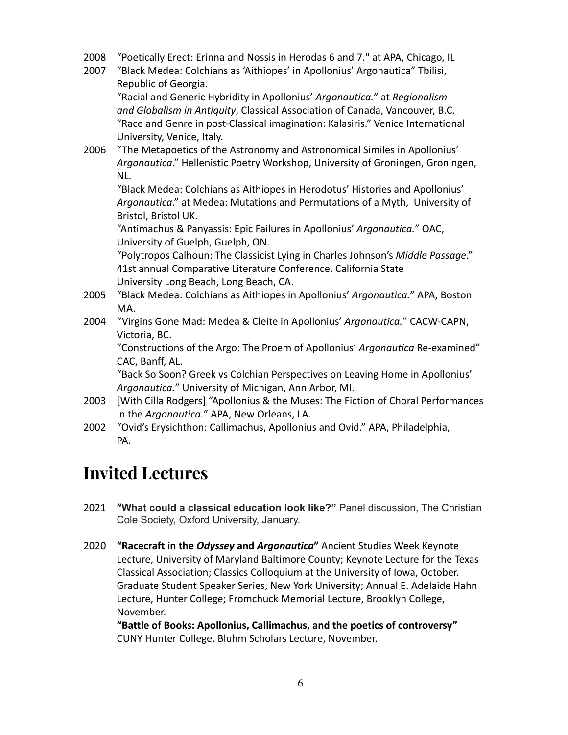2008 "Poetically Erect: Erinna and Nossis in Herodas 6 and 7." at APA, Chicago, IL

2007 "Black Medea: Colchians as 'Aithiopes' in Apollonius' Argonautica" Tbilisi, Republic of Georgia.
"Racial and Generic Hybridity in Apollonius' *Argonautica.*" at *Regionalism and Globalism in Antiquity*, Classical Association of Canada, Vancouver, B.C.
"Race and Genre in post-Classical imagination: Kalasiris." Venice International University, Venice, Italy.

2006 "The Metapoetics of the Astronomy and Astronomical Similes in Apollonius' *Argonautica*." Hellenistic Poetry Workshop, University of Groningen, Groningen, NL.
"Black Medea: Colchians as Aithiopes in Herodotus' Histories and Apollonius' *Argonautica*." at Medea: Mutations and Permutations of a Myth, University of Bristol, Bristol UK.
"Antimachus & Panyassis: Epic Failures in Apollonius' *Argonautica.*" OAC, University of Guelph, Guelph, ON.
"Polytropos Calhoun: The Classicist Lying in Charles Johnson's *Middle Passage*." 41st annual Comparative Literature Conference, California State University Long Beach, Long Beach, CA.

2005 "Black Medea: Colchians as Aithiopes in Apollonius' *Argonautica.*" APA, Boston MA.

2004 "Virgins Gone Mad: Medea & Cleite in Apollonius' *Argonautica.*" CACW-CAPN, Victoria, BC.
"Constructions of the Argo: The Proem of Apollonius' *Argonautica* Re-examined" CAC, Banff, AL.
"Back So Soon? Greek vs Colchian Perspectives on Leaving Home in Apollonius' *Argonautica.*" University of Michigan, Ann Arbor, MI.

2003 [With Cilla Rodgers] "Apollonius & the Muses: The Fiction of Choral Performances in the *Argonautica.*" APA, New Orleans, LA.

2002 "Ovid's Erysichthon: Callimachus, Apollonius and Ovid." APA, Philadelphia, PA.

# Invited Lectures

2021 **"What could a classical education look like?"** Panel discussion, The Christian Cole Society, Oxford University, January.

2020 **"Racecraft in the *Odyssey* and *Argonautica*"** Ancient Studies Week Keynote Lecture, University of Maryland Baltimore County; Keynote Lecture for the Texas Classical Association; Classics Colloquium at the University of Iowa, October. Graduate Student Speaker Series, New York University; Annual E. Adelaide Hahn Lecture, Hunter College; Fromchuck Memorial Lecture, Brooklyn College, November.
**"Battle of Books: Apollonius, Callimachus, and the poetics of controversy"** CUNY Hunter College, Bluhm Scholars Lecture, November.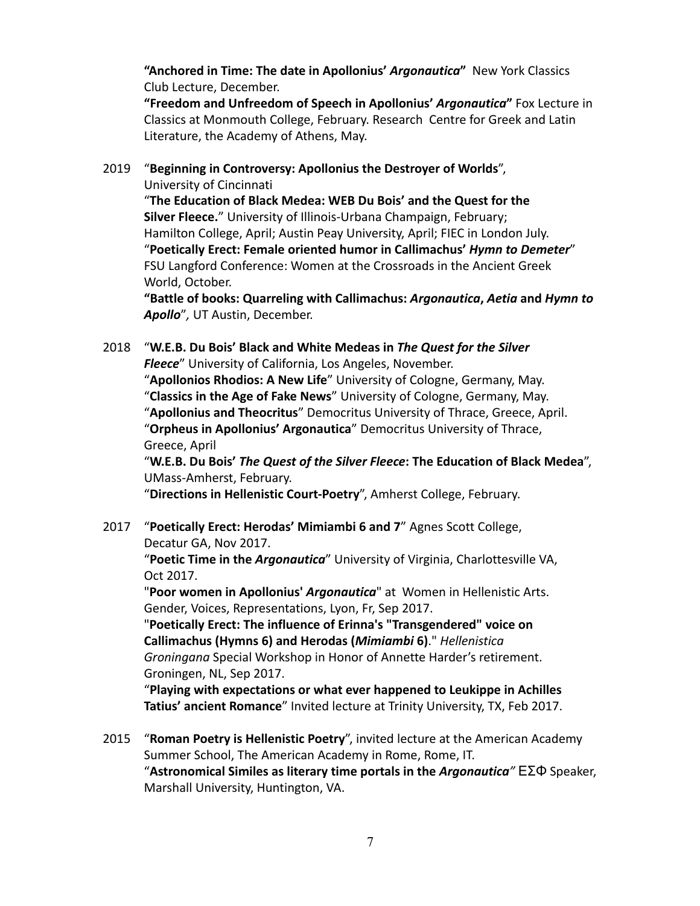**"Anchored in Time: The date in Apollonius' *Argonautica*"** New York Classics Club Lecture, December.
**"Freedom and Unfreedom of Speech in Apollonius' *Argonautica*"** Fox Lecture in Classics at Monmouth College, February. Research Centre for Greek and Latin Literature, the Academy of Athens, May.

2019 "**Beginning in Controversy: Apollonius the Destroyer of Worlds**", University of Cincinnati
"**The Education of Black Medea: WEB Du Bois' and the Quest for the Silver Fleece.**" University of Illinois-Urbana Champaign, February; Hamilton College, April; Austin Peay University, April; FIEC in London July.
"**Poetically Erect: Female oriented humor in Callimachus' *Hymn to Demeter***" FSU Langford Conference: Women at the Crossroads in the Ancient Greek World, October.
**"Battle of books: Quarreling with Callimachus: *Argonautica*, *Aetia* and *Hymn to Apollo***"*,* UT Austin, December.

2018 "**W.E.B. Du Bois' Black and White Medeas in *The Quest for the Silver Fleece***" University of California, Los Angeles, November.
"**Apollonios Rhodios: A New Life**" University of Cologne, Germany, May.
"**Classics in the Age of Fake News**" University of Cologne, Germany, May.
"**Apollonius and Theocritus**" Democritus University of Thrace, Greece, April.
"**Orpheus in Apollonius' Argonautica**" Democritus University of Thrace, Greece, April
"**W.E.B. Du Bois' *The Quest of the Silver Fleece*: The Education of Black Medea**", UMass-Amherst, February.
"**Directions in Hellenistic Court-Poetry**", Amherst College, February.

2017 "**Poetically Erect: Herodas' Mimiambi 6 and 7**" Agnes Scott College, Decatur GA, Nov 2017.
"**Poetic Time in the *Argonautica***" University of Virginia, Charlottesville VA, Oct 2017.
"**Poor women in Apollonius' *Argonautica***" at Women in Hellenistic Arts. Gender, Voices, Representations, Lyon, Fr, Sep 2017.
"**Poetically Erect: The influence of Erinna's "Transgendered" voice on Callimachus (Hymns 6) and Herodas (*Mimiambi* 6)**." *Hellenistica Groningana* Special Workshop in Honor of Annette Harder's retirement. Groningen, NL, Sep 2017.
"**Playing with expectations or what ever happened to Leukippe in Achilles Tatius' ancient Romance**" Invited lecture at Trinity University, TX, Feb 2017.

2015 "**Roman Poetry is Hellenistic Poetry**", invited lecture at the American Academy Summer School, The American Academy in Rome, Rome, IT.
"**Astronomical Similes as literary time portals in the *Argonautica*"** ΕΣΦ Speaker, Marshall University, Huntington, VA.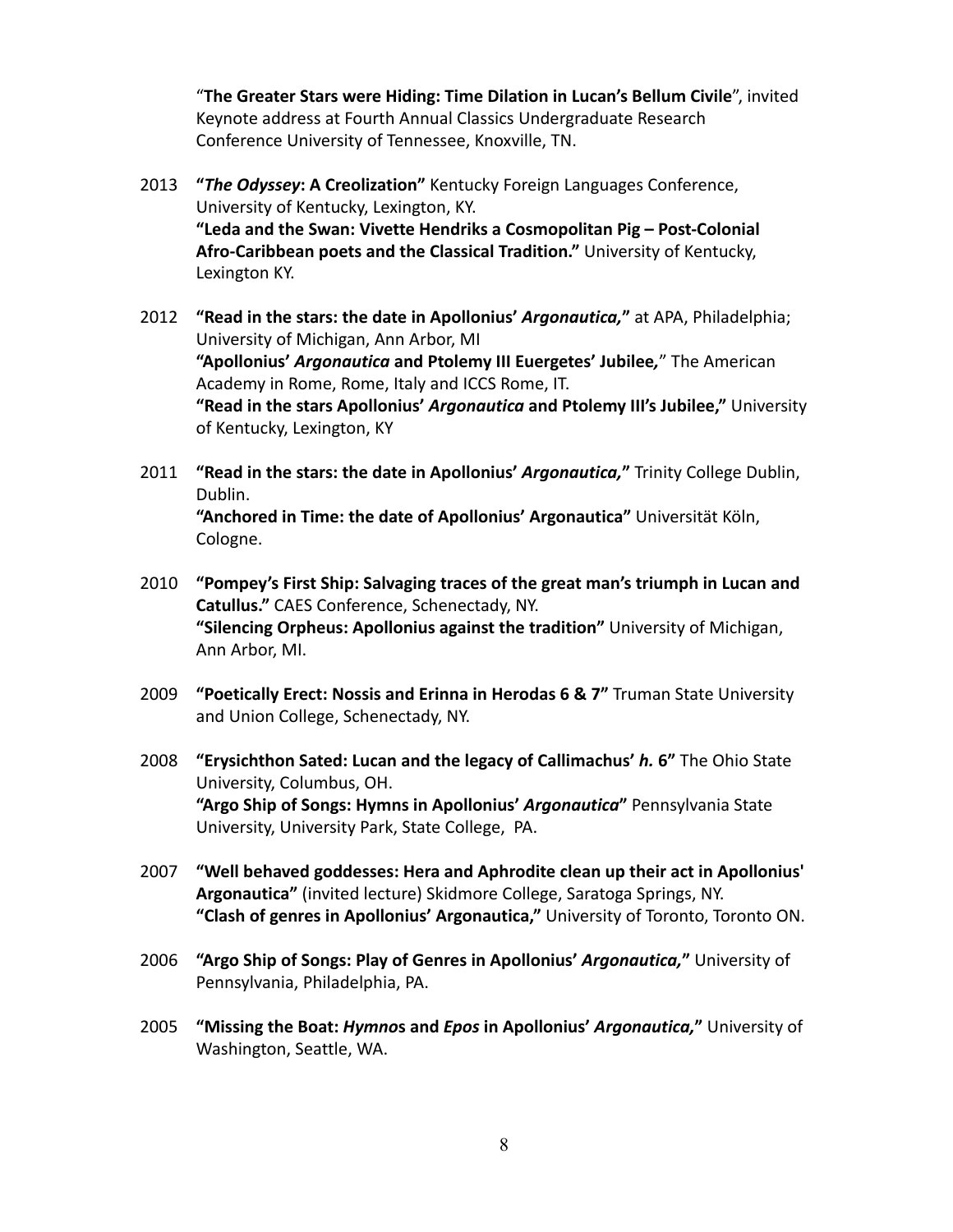"**The Greater Stars were Hiding: Time Dilation in Lucan's Bellum Civile**", invited Keynote address at Fourth Annual Classics Undergraduate Research Conference University of Tennessee, Knoxville, TN.

2013 **"*The Odyssey*: A Creolization"** Kentucky Foreign Languages Conference, University of Kentucky, Lexington, KY.
**"Leda and the Swan: Vivette Hendriks a Cosmopolitan Pig – Post-Colonial Afro-Caribbean poets and the Classical Tradition."** University of Kentucky, Lexington KY.

2012 **"Read in the stars: the date in Apollonius' *Argonautica*,"** at APA, Philadelphia; University of Michigan, Ann Arbor, MI
**"Apollonius' *Argonautica* and Ptolemy III Euergetes' Jubilee,**" The American Academy in Rome, Rome, Italy and ICCS Rome, IT.
**"Read in the stars Apollonius' *Argonautica* and Ptolemy III's Jubilee,"** University of Kentucky, Lexington, KY

2011 **"Read in the stars: the date in Apollonius' *Argonautica*,"** Trinity College Dublin, Dublin.
**"Anchored in Time: the date of Apollonius' Argonautica"** Universität Köln, Cologne.

2010 **"Pompey's First Ship: Salvaging traces of the great man's triumph in Lucan and Catullus."** CAES Conference, Schenectady, NY.
**"Silencing Orpheus: Apollonius against the tradition"** University of Michigan, Ann Arbor, MI.

2009 **"Poetically Erect: Nossis and Erinna in Herodas 6 & 7"** Truman State University and Union College, Schenectady, NY.

2008 **"Erysichthon Sated: Lucan and the legacy of Callimachus' *h.* 6"** The Ohio State University, Columbus, OH.
**"Argo Ship of Songs: Hymns in Apollonius' *Argonautica*"** Pennsylvania State University, University Park, State College, PA.

2007 **"Well behaved goddesses: Hera and Aphrodite clean up their act in Apollonius' Argonautica"** (invited lecture) Skidmore College, Saratoga Springs, NY.
**"Clash of genres in Apollonius' Argonautica,"** University of Toronto, Toronto ON.

2006 **"Argo Ship of Songs: Play of Genres in Apollonius' *Argonautica*,"** University of Pennsylvania, Philadelphia, PA.

2005 **"Missing the Boat: *Hymnos* and *Epos* in Apollonius' *Argonautica*,"** University of Washington, Seattle, WA.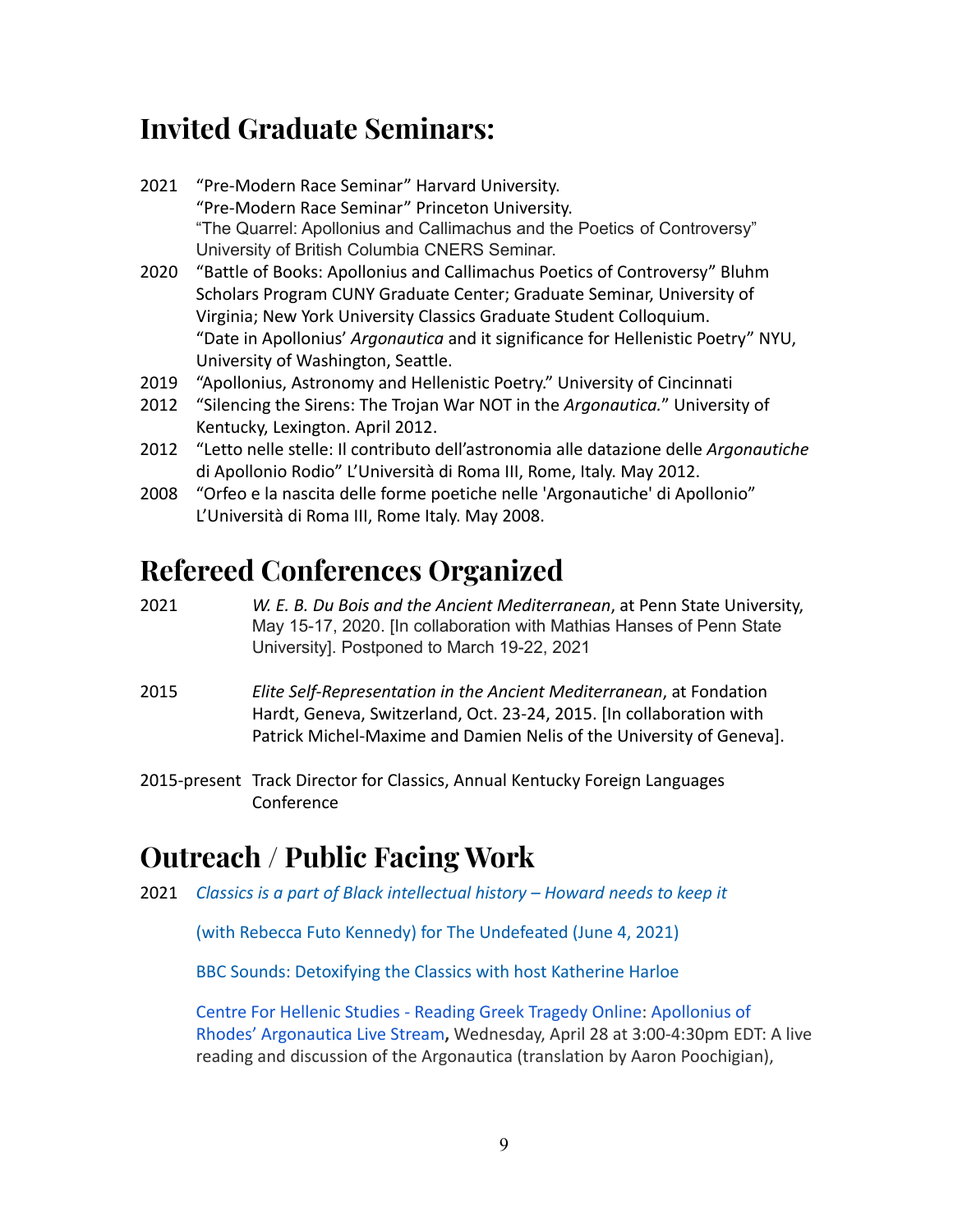## Invited Graduate Seminars:

2021 "Pre-Modern Race Seminar" Harvard University.
"Pre-Modern Race Seminar" Princeton University.
"The Quarrel: Apollonius and Callimachus and the Poetics of Controversy" University of British Columbia CNERS Seminar.

2020 "Battle of Books: Apollonius and Callimachus Poetics of Controversy" Bluhm Scholars Program CUNY Graduate Center; Graduate Seminar, University of Virginia; New York University Classics Graduate Student Colloquium.
"Date in Apollonius' *Argonautica* and it significance for Hellenistic Poetry" NYU, University of Washington, Seattle.

2019 "Apollonius, Astronomy and Hellenistic Poetry." University of Cincinnati

2012 "Silencing the Sirens: The Trojan War NOT in the *Argonautica.*" University of Kentucky, Lexington. April 2012.

2012 "Letto nelle stelle: Il contributo dell'astronomia alle datazione delle *Argonautiche* di Apollonio Rodio" L'Università di Roma III, Rome, Italy. May 2012.

2008 "Orfeo e la nascita delle forme poetiche nelle 'Argonautiche' di Apollonio" L'Università di Roma III, Rome Italy. May 2008.

## Refereed Conferences Organized

2021 *W. E. B. Du Bois and the Ancient Mediterranean*, at Penn State University, May 15-17, 2020. [In collaboration with Mathias Hanses of Penn State University]. Postponed to March 19-22, 2021

2015 *Elite Self-Representation in the Ancient Mediterranean*, at Fondation Hardt, Geneva, Switzerland, Oct. 23-24, 2015. [In collaboration with Patrick Michel-Maxime and Damien Nelis of the University of Geneva].

2015-present Track Director for Classics, Annual Kentucky Foreign Languages Conference

## Outreach / Public Facing Work

2021 *Classics is a part of Black intellectual history – Howard needs to keep it*

(with Rebecca Futo Kennedy) for The Undefeated (June 4, 2021)

BBC Sounds: Detoxifying the Classics with host Katherine Harloe

Centre For Hellenic Studies - Reading Greek Tragedy Online: Apollonius of Rhodes' Argonautica Live Stream**,** Wednesday, April 28 at 3:00-4:30pm EDT: A live reading and discussion of the Argonautica (translation by Aaron Poochigian),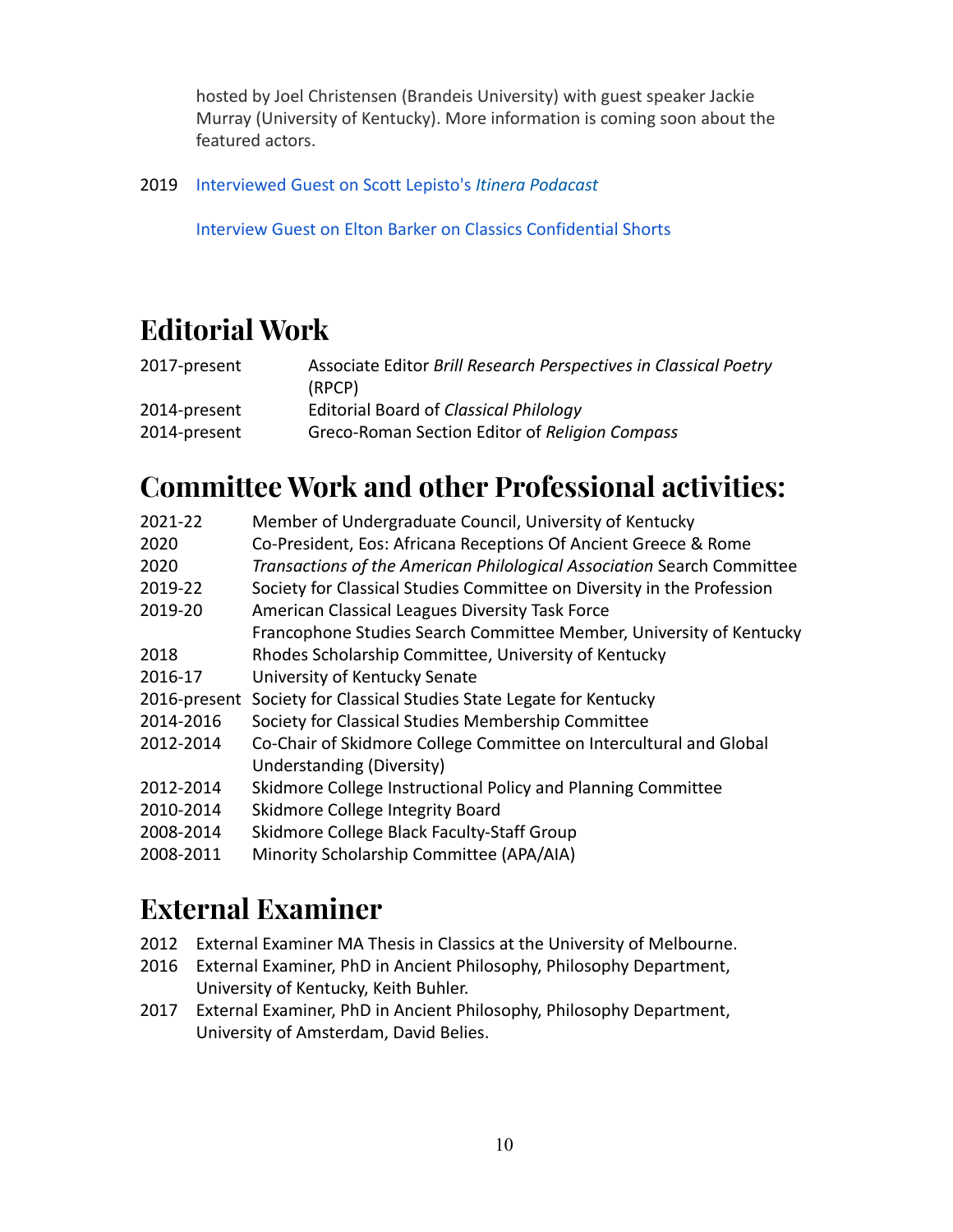hosted by Joel Christensen (Brandeis University) with guest speaker Jackie Murray (University of Kentucky). More information is coming soon about the featured actors.

2019 Interviewed Guest on Scott Lepisto's *Itinera Podacast*

Interview Guest on Elton Barker on Classics Confidential Shorts

# Editorial Work

| | |
|---|---|
| 2017-present | Associate Editor *Brill Research Perspectives in Classical Poetry* (RPCP) |
| 2014-present | Editorial Board of *Classical Philology* |
| 2014-present | Greco-Roman Section Editor of *Religion Compass* |

# Committee Work and other Professional activities:

| | |
|---|---|
| 2021-22 | Member of Undergraduate Council, University of Kentucky |
| 2020 | Co-President, Eos: Africana Receptions Of Ancient Greece & Rome |
| 2020 | *Transactions of the American Philological Association* Search Committee |
| 2019-22 | Society for Classical Studies Committee on Diversity in the Profession |
| 2019-20 | American Classical Leagues Diversity Task Force |
| | Francophone Studies Search Committee Member, University of Kentucky |
| 2018 | Rhodes Scholarship Committee, University of Kentucky |
| 2016-17 | University of Kentucky Senate |
| 2016-present | Society for Classical Studies State Legate for Kentucky |
| 2014-2016 | Society for Classical Studies Membership Committee |
| 2012-2014 | Co-Chair of Skidmore College Committee on Intercultural and Global Understanding (Diversity) |
| 2012-2014 | Skidmore College Instructional Policy and Planning Committee |
| 2010-2014 | Skidmore College Integrity Board |
| 2008-2014 | Skidmore College Black Faculty-Staff Group |
| 2008-2011 | Minority Scholarship Committee (APA/AIA) |

# External Examiner

2012 External Examiner MA Thesis in Classics at the University of Melbourne.

2016 External Examiner, PhD in Ancient Philosophy, Philosophy Department, University of Kentucky, Keith Buhler.

2017 External Examiner, PhD in Ancient Philosophy, Philosophy Department, University of Amsterdam, David Belies.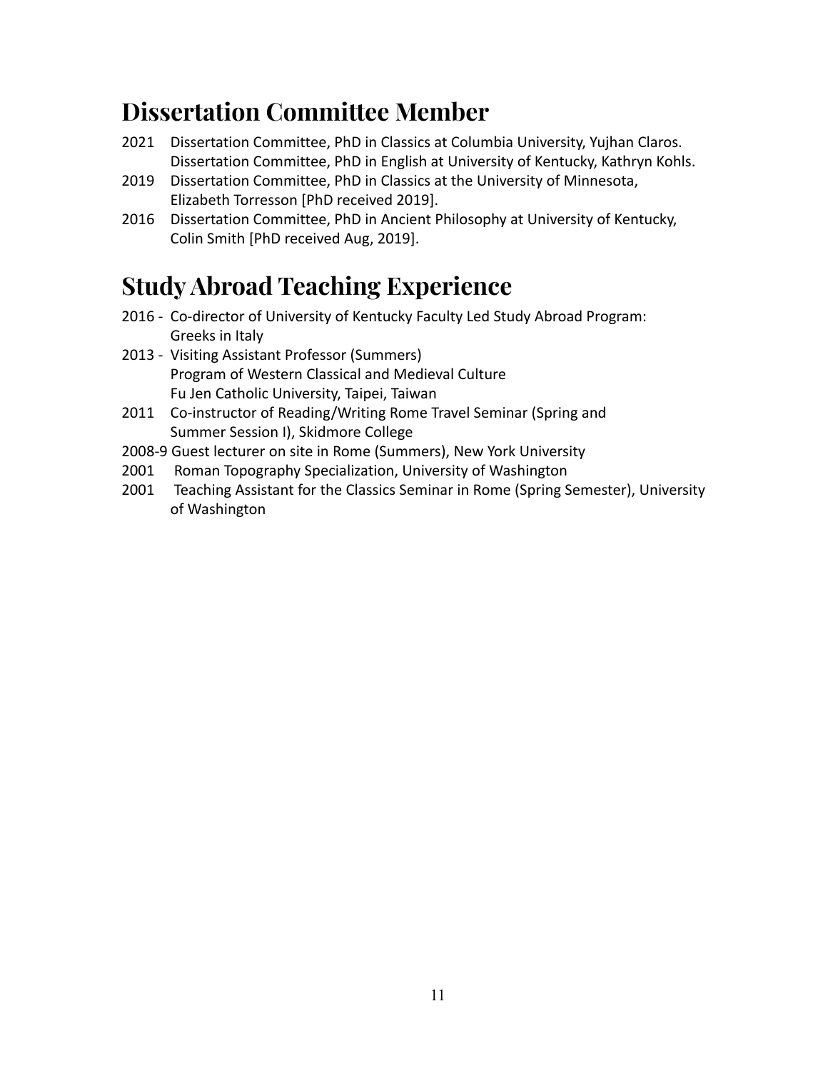## Dissertation Committee Member

2021 Dissertation Committee, PhD in Classics at Columbia University, Yujhan Claros.
Dissertation Committee, PhD in English at University of Kentucky, Kathryn Kohls.

2019 Dissertation Committee, PhD in Classics at the University of Minnesota, Elizabeth Torresson [PhD received 2019].

2016 Dissertation Committee, PhD in Ancient Philosophy at University of Kentucky, Colin Smith [PhD received Aug, 2019].

## Study Abroad Teaching Experience

2016 - Co-director of University of Kentucky Faculty Led Study Abroad Program: Greeks in Italy

2013 - Visiting Assistant Professor (Summers)
Program of Western Classical and Medieval Culture
Fu Jen Catholic University, Taipei, Taiwan

2011 Co-instructor of Reading/Writing Rome Travel Seminar (Spring and Summer Session I), Skidmore College

2008-9 Guest lecturer on site in Rome (Summers), New York University

2001 Roman Topography Specialization, University of Washington

2001 Teaching Assistant for the Classics Seminar in Rome (Spring Semester), University of Washington